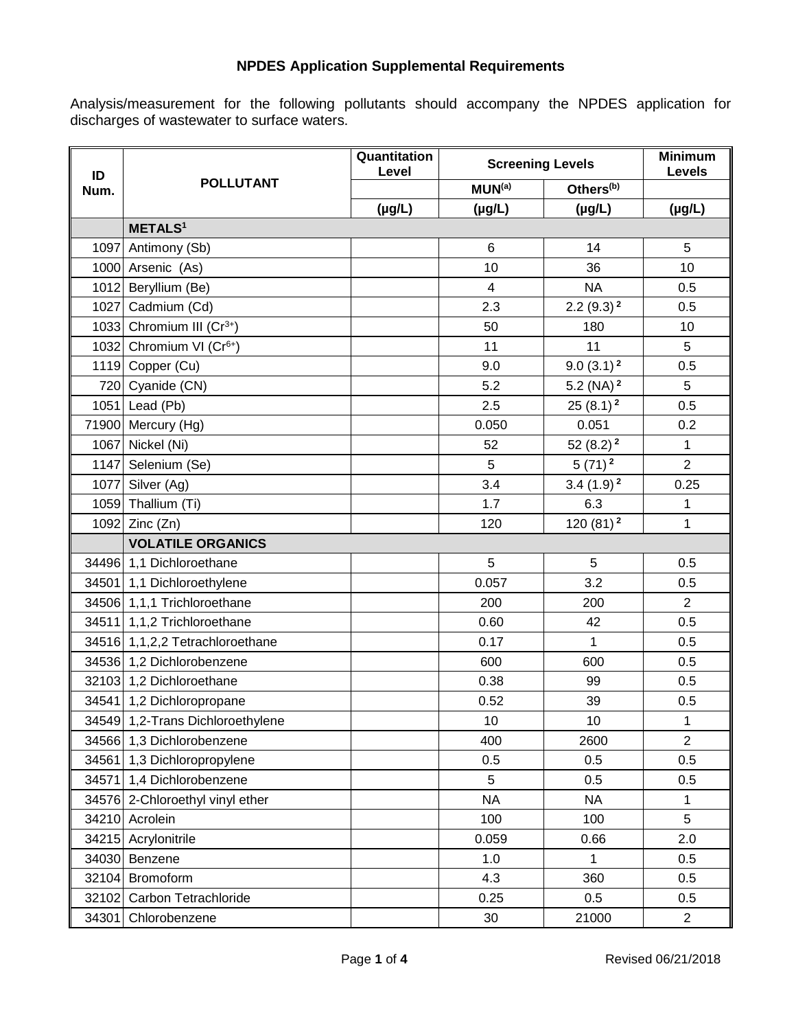# NPDES Application Supplemental Requirements

Analysis/measurement for the following pollutants should accompany the NPDES application for discharges of wastewater to surface waters.

| ID Num. | POLLUTANT | Quantitation Level | Screening Levels | | Minimum Levels |
|---|---|---|---|---|---|
| | | | MUN[(a)] | Others[(b)] | |
| | | (µg/L) | (µg/L) | (µg/L) | (µg/L) |
| | **METALS[1]** | | | | |
| 1097 | Antimony (Sb) | | 6 | 14 | 5 |
| 1000 | Arsenic (As) | | 10 | 36 | 10 |
| 1012 | Beryllium (Be) | | 4 | NA | 0.5 |
| 1027 | Cadmium (Cd) | | 2.3 | 2.2 (9.3) [2] | 0.5 |
| 1033 | Chromium III ($Cr^{3+}$) | | 50 | 180 | 10 |
| 1032 | Chromium VI ($Cr^{6+}$) | | 11 | 11 | 5 |
| 1119 | Copper (Cu) | | 9.0 | 9.0 (3.1) [2] | 0.5 |
| 720 | Cyanide (CN) | | 5.2 | 5.2 (NA) [2] | 5 |
| 1051 | Lead (Pb) | | 2.5 | 25 (8.1) [2] | 0.5 |
| 71900 | Mercury (Hg) | | 0.050 | 0.051 | 0.2 |
| 1067 | Nickel (Ni) | | 52 | 52 (8.2) [2] | 1 |
| 1147 | Selenium (Se) | | 5 | 5 (71) [2] | 2 |
| 1077 | Silver (Ag) | | 3.4 | 3.4 (1.9) [2] | 0.25 |
| 1059 | Thallium (Ti) | | 1.7 | 6.3 | 1 |
| 1092 | Zinc (Zn) | | 120 | 120 (81) [2] | 1 |
| | **VOLATILE ORGANICS** | | | | |
| 34496 | 1,1 Dichloroethane | | 5 | 5 | 0.5 |
| 34501 | 1,1 Dichloroethylene | | 0.057 | 3.2 | 0.5 |
| 34506 | 1,1,1 Trichloroethane | | 200 | 200 | 2 |
| 34511 | 1,1,2 Trichloroethane | | 0.60 | 42 | 0.5 |
| 34516 | 1,1,2,2 Tetrachloroethane | | 0.17 | 1 | 0.5 |
| 34536 | 1,2 Dichlorobenzene | | 600 | 600 | 0.5 |
| 32103 | 1,2 Dichloroethane | | 0.38 | 99 | 0.5 |
| 34541 | 1,2 Dichloropropane | | 0.52 | 39 | 0.5 |
| 34549 | 1,2-Trans Dichloroethylene | | 10 | 10 | 1 |
| 34566 | 1,3 Dichlorobenzene | | 400 | 2600 | 2 |
| 34561 | 1,3 Dichloropropylene | | 0.5 | 0.5 | 0.5 |
| 34571 | 1,4 Dichlorobenzene | | 5 | 0.5 | 0.5 |
| 34576 | 2-Chloroethyl vinyl ether | | NA | NA | 1 |
| 34210 | Acrolein | | 100 | 100 | 5 |
| 34215 | Acrylonitrile | | 0.059 | 0.66 | 2.0 |
| 34030 | Benzene | | 1.0 | 1 | 0.5 |
| 32104 | Bromoform | | 4.3 | 360 | 0.5 |
| 32102 | Carbon Tetrachloride | | 0.25 | 0.5 | 0.5 |
| 34301 | Chlorobenzene | | 30 | 21000 | 2 |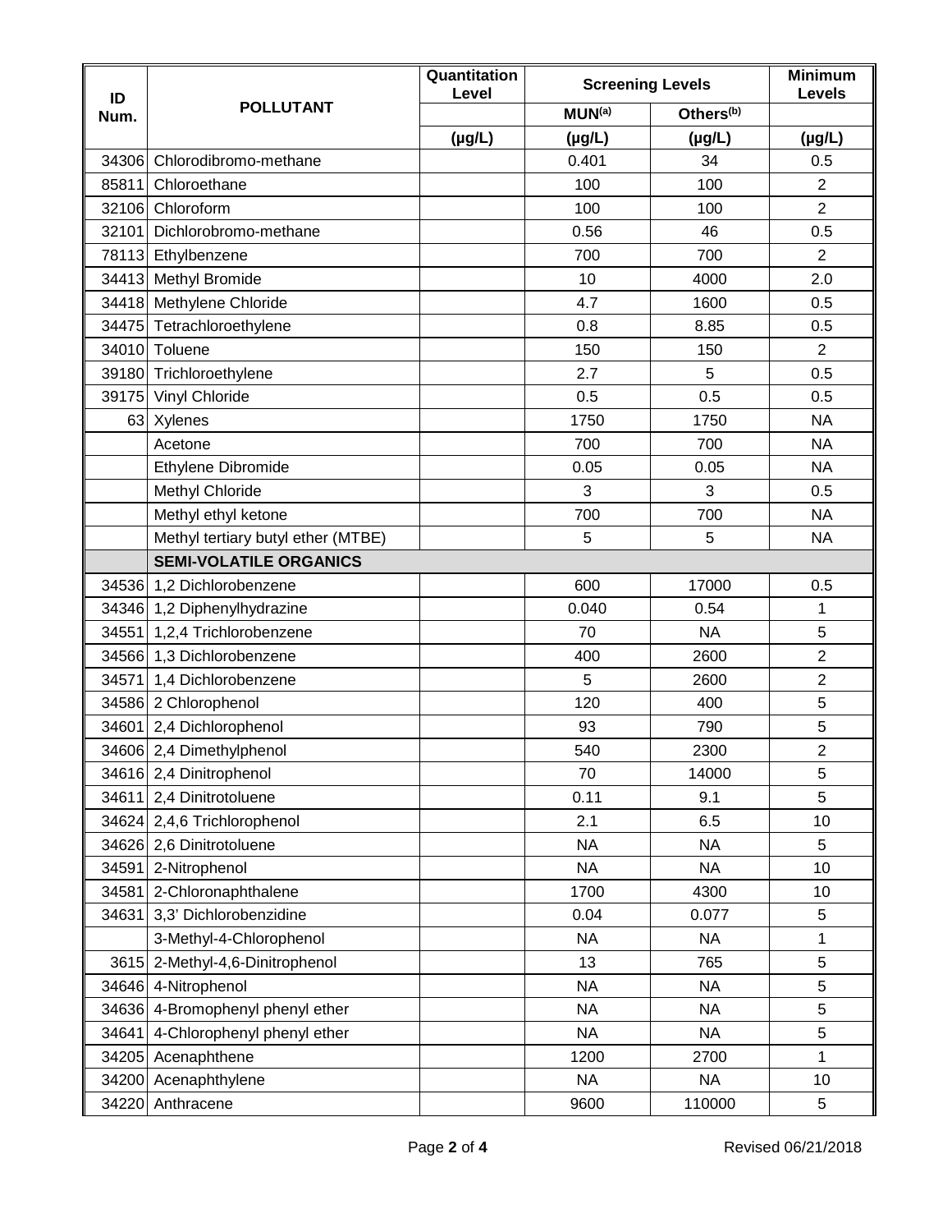| ID Num. | POLLUTANT | Quantitation Level | Screening Levels | | Minimum Levels |
| --- | --- | --- | --- | --- | --- |
| | | | MUN[(a)] | Others[(b)] | |
| | | (μg/L) | (μg/L) | (μg/L) | (μg/L) |
| 34306 | Chlorodibromo-methane | | 0.401 | 34 | 0.5 |
| 85811 | Chloroethane | | 100 | 100 | 2 |
| 32106 | Chloroform | | 100 | 100 | 2 |
| 32101 | Dichlorobromo-methane | | 0.56 | 46 | 0.5 |
| 78113 | Ethylbenzene | | 700 | 700 | 2 |
| 34413 | Methyl Bromide | | 10 | 4000 | 2.0 |
| 34418 | Methylene Chloride | | 4.7 | 1600 | 0.5 |
| 34475 | Tetrachloroethylene | | 0.8 | 8.85 | 0.5 |
| 34010 | Toluene | | 150 | 150 | 2 |
| 39180 | Trichloroethylene | | 2.7 | 5 | 0.5 |
| 39175 | Vinyl Chloride | | 0.5 | 0.5 | 0.5 |
| 63 | Xylenes | | 1750 | 1750 | NA |
| | Acetone | | 700 | 700 | NA |
| | Ethylene Dibromide | | 0.05 | 0.05 | NA |
| | Methyl Chloride | | 3 | 3 | 0.5 |
| | Methyl ethyl ketone | | 700 | 700 | NA |
| | Methyl tertiary butyl ether (MTBE) | | 5 | 5 | NA |
| | **SEMI-VOLATILE ORGANICS** | | | | |
| 34536 | 1,2 Dichlorobenzene | | 600 | 17000 | 0.5 |
| 34346 | 1,2 Diphenylhydrazine | | 0.040 | 0.54 | 1 |
| 34551 | 1,2,4 Trichlorobenzene | | 70 | NA | 5 |
| 34566 | 1,3 Dichlorobenzene | | 400 | 2600 | 2 |
| 34571 | 1,4 Dichlorobenzene | | 5 | 2600 | 2 |
| 34586 | 2 Chlorophenol | | 120 | 400 | 5 |
| 34601 | 2,4 Dichlorophenol | | 93 | 790 | 5 |
| 34606 | 2,4 Dimethylphenol | | 540 | 2300 | 2 |
| 34616 | 2,4 Dinitrophenol | | 70 | 14000 | 5 |
| 34611 | 2,4 Dinitrotoluene | | 0.11 | 9.1 | 5 |
| 34624 | 2,4,6 Trichlorophenol | | 2.1 | 6.5 | 10 |
| 34626 | 2,6 Dinitrotoluene | | NA | NA | 5 |
| 34591 | 2-Nitrophenol | | NA | NA | 10 |
| 34581 | 2-Chloronaphthalene | | 1700 | 4300 | 10 |
| 34631 | 3,3' Dichlorobenzidine | | 0.04 | 0.077 | 5 |
| | 3-Methyl-4-Chlorophenol | | NA | NA | 1 |
| 3615 | 2-Methyl-4,6-Dinitrophenol | | 13 | 765 | 5 |
| 34646 | 4-Nitrophenol | | NA | NA | 5 |
| 34636 | 4-Bromophenyl phenyl ether | | NA | NA | 5 |
| 34641 | 4-Chlorophenyl phenyl ether | | NA | NA | 5 |
| 34205 | Acenaphthene | | 1200 | 2700 | 1 |
| 34200 | Acenaphthylene | | NA | NA | 10 |
| 34220 | Anthracene | | 9600 | 110000 | 5 |

Revised 06/21/2018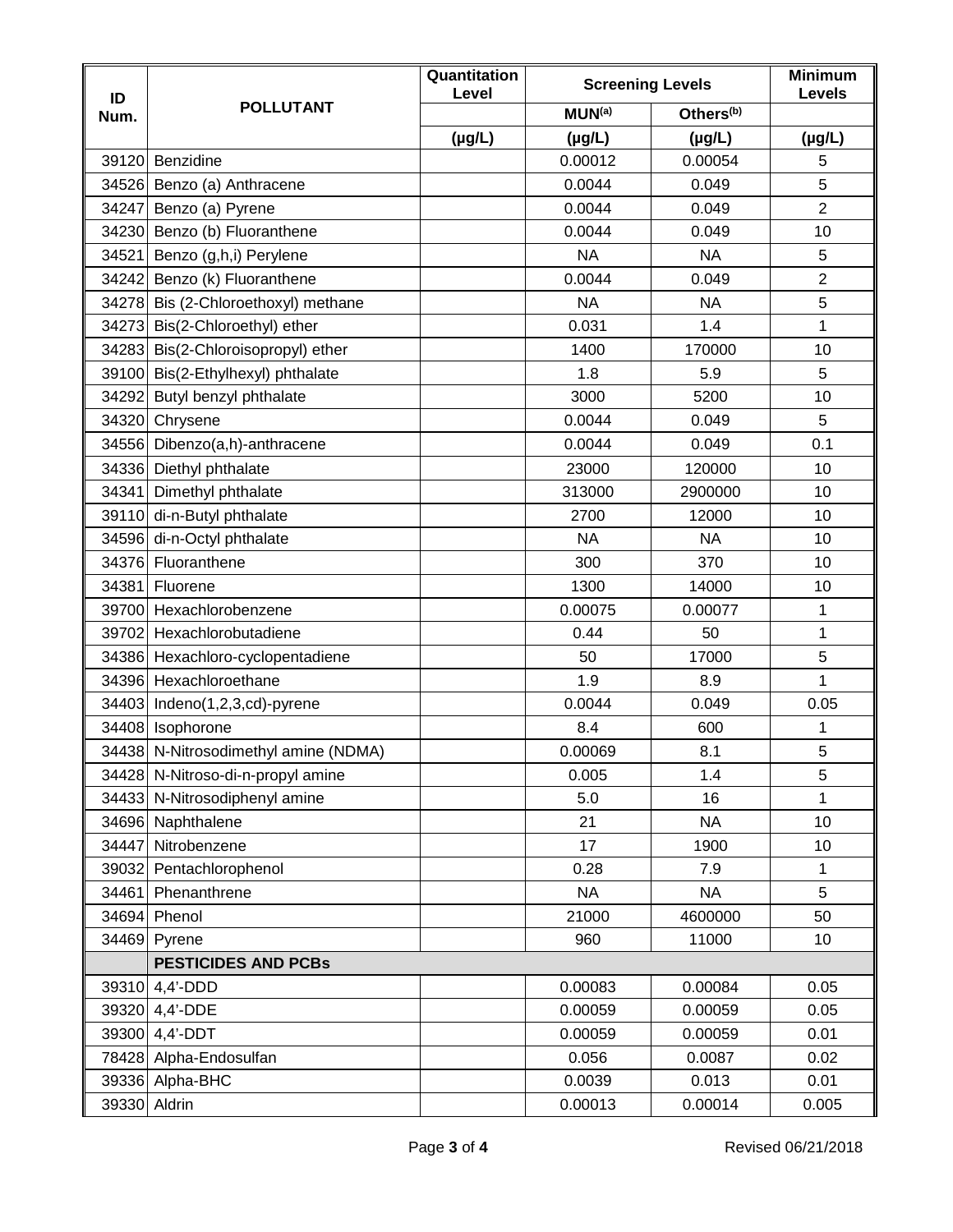| ID Num. | POLLUTANT | Quantitation Level | Screening Levels | | Minimum Levels |
|---|---|---|---|---|---|
| | | | MUN[(a)] | Others[(b)] | |
| | | (µg/L) | (µg/L) | (µg/L) | (µg/L) |
| 39120 | Benzidine | | 0.00012 | 0.00054 | 5 |
| 34526 | Benzo (a) Anthracene | | 0.0044 | 0.049 | 5 |
| 34247 | Benzo (a) Pyrene | | 0.0044 | 0.049 | 2 |
| 34230 | Benzo (b) Fluoranthene | | 0.0044 | 0.049 | 10 |
| 34521 | Benzo (g,h,i) Perylene | | NA | NA | 5 |
| 34242 | Benzo (k) Fluoranthene | | 0.0044 | 0.049 | 2 |
| 34278 | Bis (2-Chloroethoxyl) methane | | NA | NA | 5 |
| 34273 | Bis(2-Chloroethyl) ether | | 0.031 | 1.4 | 1 |
| 34283 | Bis(2-Chloroisopropyl) ether | | 1400 | 170000 | 10 |
| 39100 | Bis(2-Ethylhexyl) phthalate | | 1.8 | 5.9 | 5 |
| 34292 | Butyl benzyl phthalate | | 3000 | 5200 | 10 |
| 34320 | Chrysene | | 0.0044 | 0.049 | 5 |
| 34556 | Dibenzo(a,h)-anthracene | | 0.0044 | 0.049 | 0.1 |
| 34336 | Diethyl phthalate | | 23000 | 120000 | 10 |
| 34341 | Dimethyl phthalate | | 313000 | 2900000 | 10 |
| 39110 | di-n-Butyl phthalate | | 2700 | 12000 | 10 |
| 34596 | di-n-Octyl phthalate | | NA | NA | 10 |
| 34376 | Fluoranthene | | 300 | 370 | 10 |
| 34381 | Fluorene | | 1300 | 14000 | 10 |
| 39700 | Hexachlorobenzene | | 0.00075 | 0.00077 | 1 |
| 39702 | Hexachlorobutadiene | | 0.44 | 50 | 1 |
| 34386 | Hexachloro-cyclopentadiene | | 50 | 17000 | 5 |
| 34396 | Hexachloroethane | | 1.9 | 8.9 | 1 |
| 34403 | Indeno(1,2,3,cd)-pyrene | | 0.0044 | 0.049 | 0.05 |
| 34408 | Isophorone | | 8.4 | 600 | 1 |
| 34438 | N-Nitrosodimethyl amine (NDMA) | | 0.00069 | 8.1 | 5 |
| 34428 | N-Nitroso-di-n-propyl amine | | 0.005 | 1.4 | 5 |
| 34433 | N-Nitrosodiphenyl amine | | 5.0 | 16 | 1 |
| 34696 | Naphthalene | | 21 | NA | 10 |
| 34447 | Nitrobenzene | | 17 | 1900 | 10 |
| 39032 | Pentachlorophenol | | 0.28 | 7.9 | 1 |
| 34461 | Phenanthrene | | NA | NA | 5 |
| 34694 | Phenol | | 21000 | 4600000 | 50 |
| 34469 | Pyrene | | 960 | 11000 | 10 |
| | **PESTICIDES AND PCBs** | | | | |
| 39310 | 4,4'-DDD | | 0.00083 | 0.00084 | 0.05 |
| 39320 | 4,4'-DDE | | 0.00059 | 0.00059 | 0.05 |
| 39300 | 4,4'-DDT | | 0.00059 | 0.00059 | 0.01 |
| 78428 | Alpha-Endosulfan | | 0.056 | 0.0087 | 0.02 |
| 39336 | Alpha-BHC | | 0.0039 | 0.013 | 0.01 |
| 39330 | Aldrin | | 0.00013 | 0.00014 | 0.005 |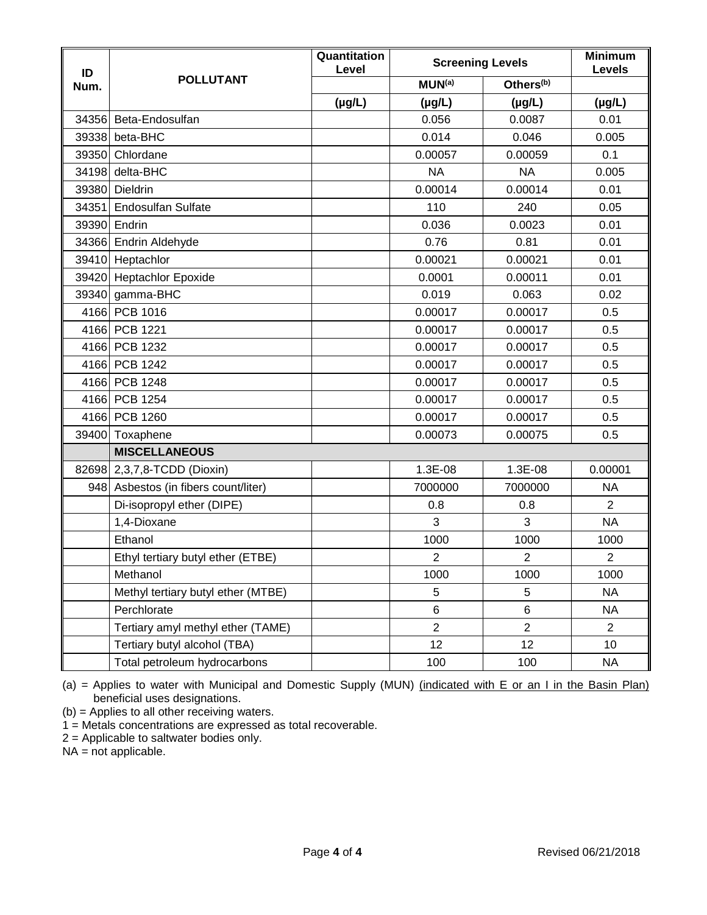| ID Num. | POLLUTANT | Quantitation Level | Screening Levels | | Minimum Levels |
|---|---|---|---|---|---|
| | | | MUN(a) | Others(b) | |
| | | (µg/L) | (µg/L) | (µg/L) | (µg/L) |
| 34356 | Beta-Endosulfan | | 0.056 | 0.0087 | 0.01 |
| 39338 | beta-BHC | | 0.014 | 0.046 | 0.005 |
| 39350 | Chlordane | | 0.00057 | 0.00059 | 0.1 |
| 34198 | delta-BHC | | NA | NA | 0.005 |
| 39380 | Dieldrin | | 0.00014 | 0.00014 | 0.01 |
| 34351 | Endosulfan Sulfate | | 110 | 240 | 0.05 |
| 39390 | Endrin | | 0.036 | 0.0023 | 0.01 |
| 34366 | Endrin Aldehyde | | 0.76 | 0.81 | 0.01 |
| 39410 | Heptachlor | | 0.00021 | 0.00021 | 0.01 |
| 39420 | Heptachlor Epoxide | | 0.0001 | 0.00011 | 0.01 |
| 39340 | gamma-BHC | | 0.019 | 0.063 | 0.02 |
| 4166 | PCB 1016 | | 0.00017 | 0.00017 | 0.5 |
| 4166 | PCB 1221 | | 0.00017 | 0.00017 | 0.5 |
| 4166 | PCB 1232 | | 0.00017 | 0.00017 | 0.5 |
| 4166 | PCB 1242 | | 0.00017 | 0.00017 | 0.5 |
| 4166 | PCB 1248 | | 0.00017 | 0.00017 | 0.5 |
| 4166 | PCB 1254 | | 0.00017 | 0.00017 | 0.5 |
| 4166 | PCB 1260 | | 0.00017 | 0.00017 | 0.5 |
| 39400 | Toxaphene | | 0.00073 | 0.00075 | 0.5 |
| | **MISCELLANEOUS** | | | | |
| 82698 | 2,3,7,8-TCDD (Dioxin) | | 1.3E-08 | 1.3E-08 | 0.00001 |
| 948 | Asbestos (in fibers count/liter) | | 7000000 | 7000000 | NA |
| | Di-isopropyl ether (DIPE) | | 0.8 | 0.8 | 2 |
| | 1,4-Dioxane | | 3 | 3 | NA |
| | Ethanol | | 1000 | 1000 | 1000 |
| | Ethyl tertiary butyl ether (ETBE) | | 2 | 2 | 2 |
| | Methanol | | 1000 | 1000 | 1000 |
| | Methyl tertiary butyl ether (MTBE) | | 5 | 5 | NA |
| | Perchlorate | | 6 | 6 | NA |
| | Tertiary amyl methyl ether (TAME) | | 2 | 2 | 2 |
| | Tertiary butyl alcohol (TBA) | | 12 | 12 | 10 |
| | Total petroleum hydrocarbons | | 100 | 100 | NA |

(a) = Applies to water with Municipal and Domestic Supply (MUN) <u>(indicated with E or an I in the Basin Plan)</u> beneficial uses designations.

(b) = Applies to all other receiving waters.

1 = Metals concentrations are expressed as total recoverable.

2 = Applicable to saltwater bodies only.

NA = not applicable.

Revised 06/21/2018